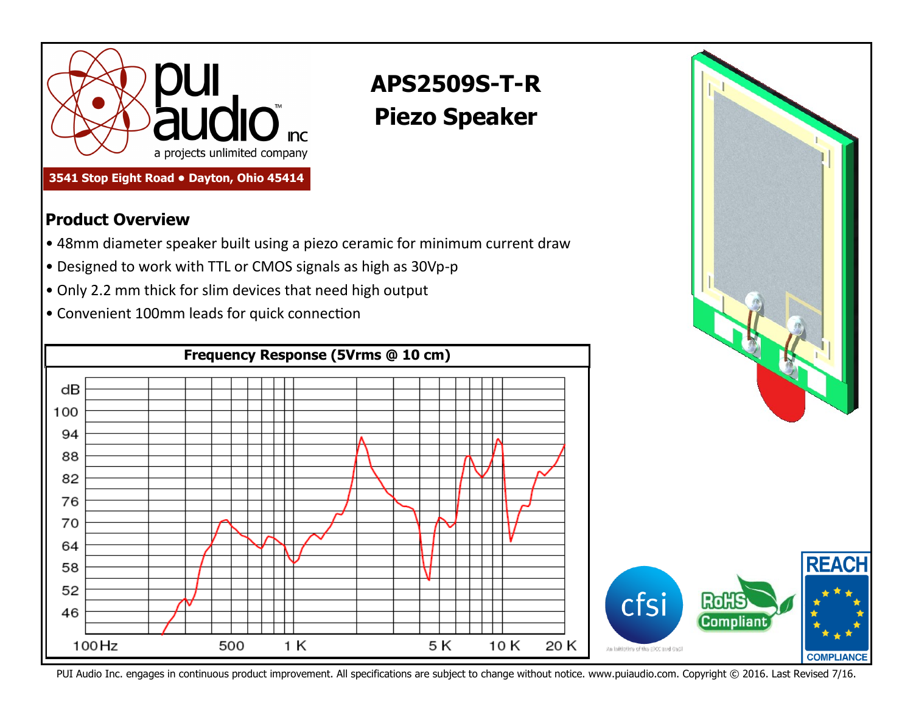pui audio inc

a projects unlimited company

3541 Stop Eight Road • Dayton, Ohio 45414

# APS2509S-T-R
# Piezo Speaker

## Product Overview

- 48mm diameter speaker built using a piezo ceramic for minimum current draw
- Designed to work with TTL or CMOS signals as high as 30Vp-p
- Only 2.2 mm thick for slim devices that need high output
- Convenient 100mm leads for quick connection

**Frequency Response (5Vrms @ 10 cm)**

dB: 100, 94, 88, 82, 76, 70, 64, 58, 52, 46

100Hz, 500, 1 K, 5 K, 10 K, 20 K

cfsi — An initiative of the EICC and GeSI

RoHS Compliant

REACH COMPLIANCE

PUI Audio Inc. engages in continuous product improvement. All specifications are subject to change without notice. www.puiaudio.com. Copyright © 2016. Last Revised 7/16.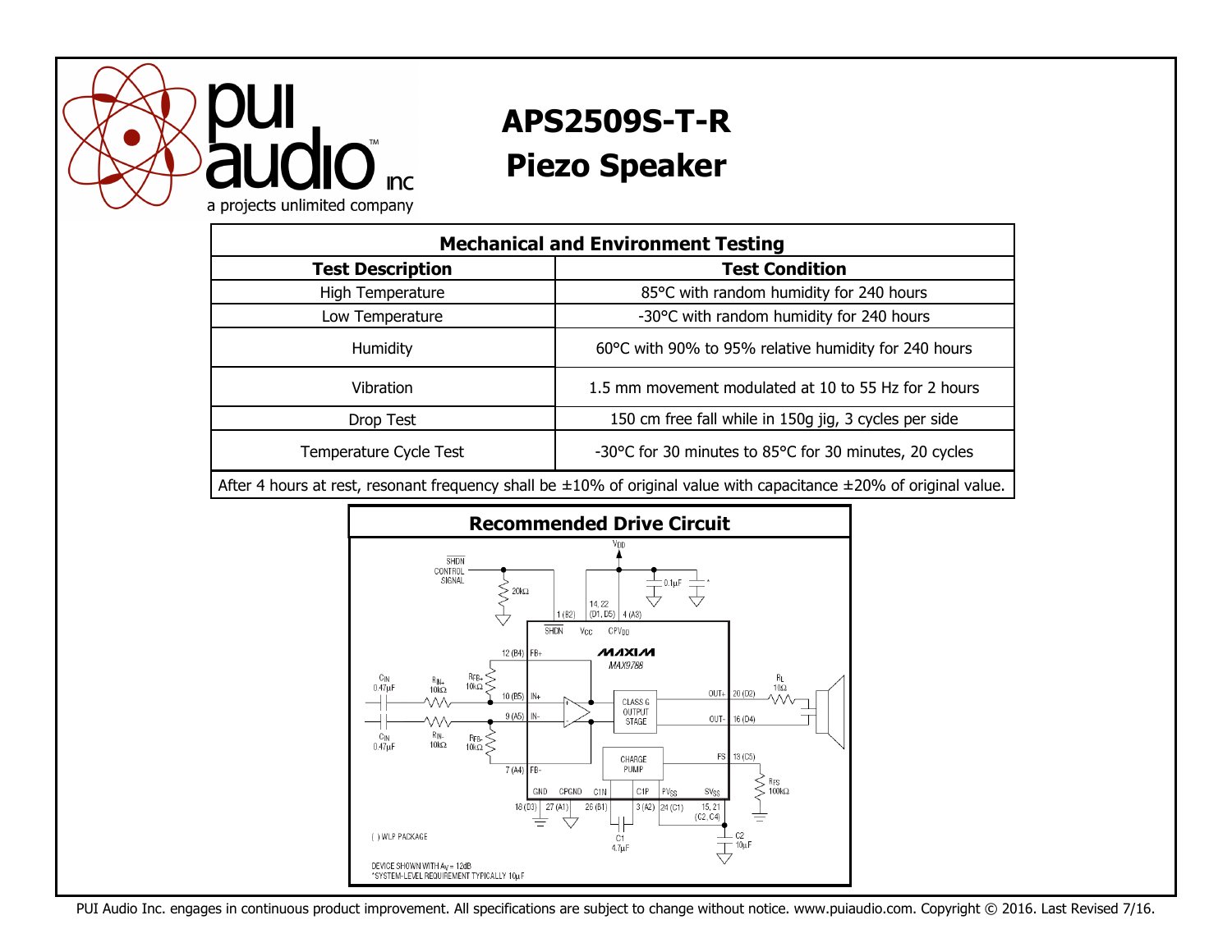# APS2509S-T-R

## Piezo Speaker

| Mechanical and Environment Testing | |
|---|---|
| **Test Description** | **Test Condition** |
| High Temperature | 85°C with random humidity for 240 hours |
| Low Temperature | -30°C with random humidity for 240 hours |
| Humidity | 60°C with 90% to 95% relative humidity for 240 hours |
| Vibration | 1.5 mm movement modulated at 10 to 55 Hz for 2 hours |
| Drop Test | 150 cm free fall while in 150g jig, 3 cycles per side |
| Temperature Cycle Test | -30°C for 30 minutes to 85°C for 30 minutes, 20 cycles |
| After 4 hours at rest, resonant frequency shall be ±10% of original value with capacitance ±20% of original value. | |

## Recommended Drive Circuit

PUI Audio Inc. engages in continuous product improvement. All specifications are subject to change without notice. www.puiaudio.com. Copyright © 2016. Last Revised 7/16.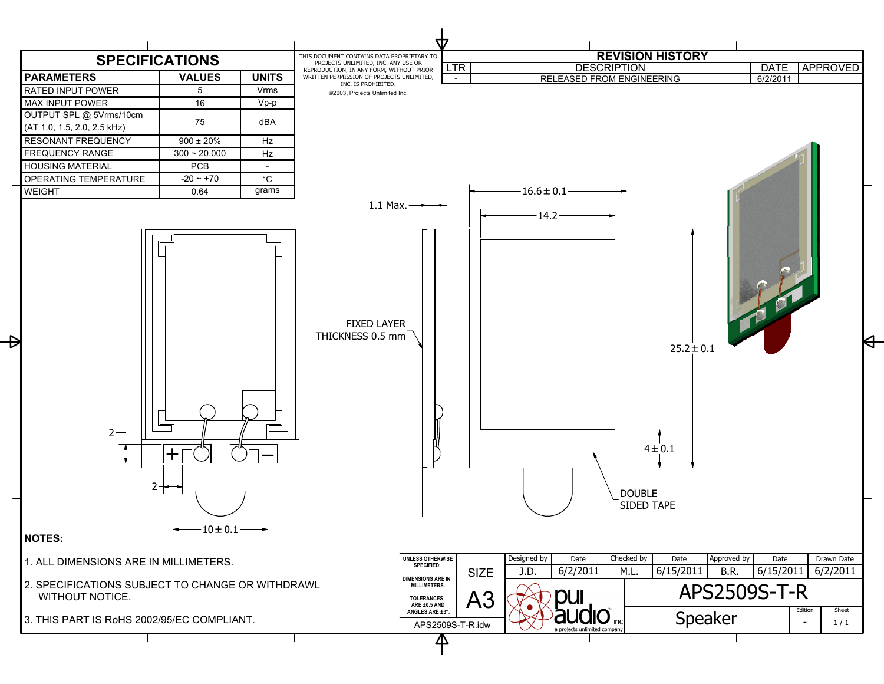## SPECIFICATIONS

| PARAMETERS | VALUES | UNITS |
|---|---|---|
| RATED INPUT POWER | 5 | Vrms |
| MAX INPUT POWER | 16 | Vp-p |
| OUTPUT SPL @ 5Vrms/10cm (AT 1.0, 1.5, 2.0, 2.5 kHz) | 75 | dBA |
| RESONANT FREQUENCY | 900 ± 20% | Hz |
| FREQUENCY RANGE | 300 ~ 20,000 | Hz |
| HOUSING MATERIAL | PCB | - |
| OPERATING TEMPERATURE | -20 ~ +70 | °C |
| WEIGHT | 0.64 | grams |

THIS DOCUMENT CONTAINS DATA PROPRIETARY TO PROJECTS UNLIMITED, INC. ANY USE OR REPRODUCTION, IN ANY FORM, WITHOUT PRIOR WRITTEN PERMISSION OF PROJECTS UNLIMITED, INC. IS PROHIBITED.

©2003, Projects Unlimited Inc.

## REVISION HISTORY

| LTR | DESCRIPTION | DATE | APPROVED |
|---|---|---|---|
| - | RELEASED FROM ENGINEERING | 6/2/2011 | |

16.6 ± 0.1

14.2

1.1 Max.

FIXED LAYER THICKNESS 0.5 mm

25.2 ± 0.1

4 ± 0.1

DOUBLE SIDED TAPE

2

2

10 ± 0.1

+

−

**NOTES:**

1. ALL DIMENSIONS ARE IN MILLIMETERS.
2. SPECIFICATIONS SUBJECT TO CHANGE OR WITHDRAWL WITHOUT NOTICE.
3. THIS PART IS RoHS 2002/95/EC COMPLIANT.

| | | | | | | | | |
|---|---|---|---|---|---|---|---|---|
| UNLESS OTHERWISE SPECIFIED: DIMENSIONS ARE IN MILLIMETERS, TOLERANCES ARE ±0.5 AND ANGLES ARE ±3°. | SIZE A3 | Designed by J.D. | Date 6/2/2011 | Checked by M.L. | Date 6/15/2011 | Approved by B.R. | Date 6/15/2011 | Drawn Date 6/2/2011 |
| APS2509S-T-R.idw | | pui audio inc, a projects unlimited company | | APS2509S-T-R | | | | |
| | | | | Speaker | | | Edition - | Sheet 1 / 1 |